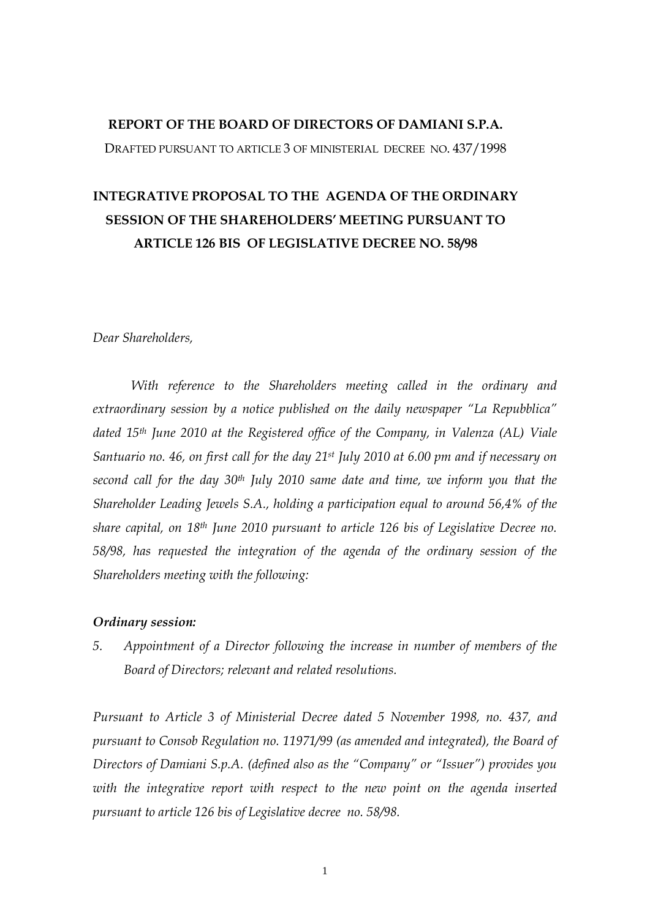**REPORT OF THE BOARD OF DIRECTORS OF DAMIANI S.P.A.**

DRAFTED PURSUANT TO ARTICLE 3 OF MINISTERIAL DECREE NO. 437/1998

# INTEGRATIVE PROPOSAL TO THE AGENDA OF THE ORDINARY SESSION OF THE SHAREHOLDERS' MEETING PURSUANT TO ARTICLE 126 BIS OF LEGISLATIVE DECREE NO. 58/98

*Dear Shareholders,*

*With reference to the Shareholders meeting called in the ordinary and extraordinary session by a notice published on the daily newspaper "La Repubblica" dated 15th June 2010 at the Registered office of the Company, in Valenza (AL) Viale Santuario no. 46, on first call for the day 21st July 2010 at 6.00 pm and if necessary on second call for the day 30th July 2010 same date and time, we inform you that the Shareholder Leading Jewels S.A., holding a participation equal to around 56,4% of the share capital, on 18th June 2010 pursuant to article 126 bis of Legislative Decree no. 58/98, has requested the integration of the agenda of the ordinary session of the Shareholders meeting with the following:*

***Ordinary session:***

5. *Appointment of a Director following the increase in number of members of the Board of Directors; relevant and related resolutions.*

*Pursuant to Article 3 of Ministerial Decree dated 5 November 1998, no. 437, and pursuant to Consob Regulation no. 11971/99 (as amended and integrated), the Board of Directors of Damiani S.p.A. (defined also as the "Company" or "Issuer") provides you with the integrative report with respect to the new point on the agenda inserted pursuant to article 126 bis of Legislative decree no. 58/98.*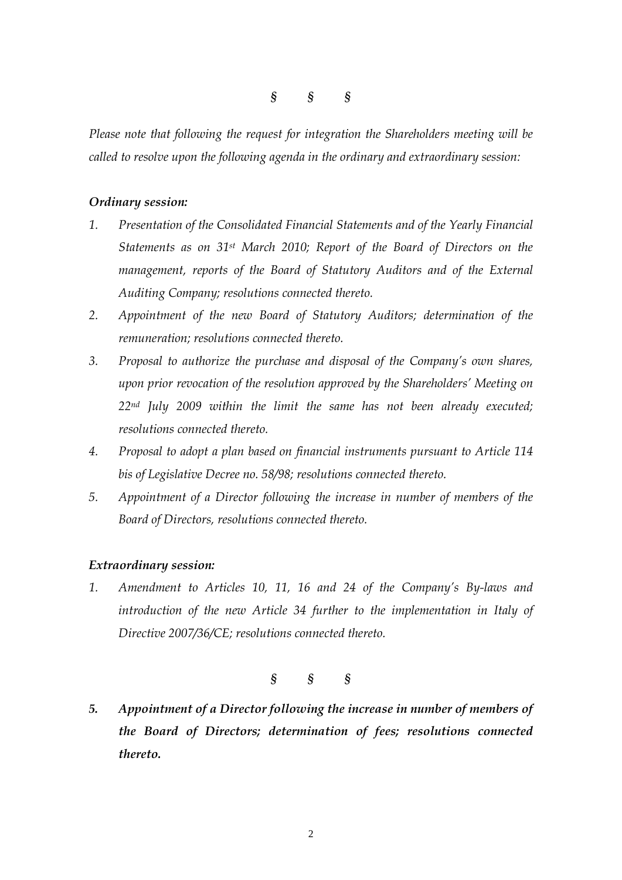§ § §

*Please note that following the request for integration the Shareholders meeting will be called to resolve upon the following agenda in the ordinary and extraordinary session:*

***Ordinary session:***

1. *Presentation of the Consolidated Financial Statements and of the Yearly Financial Statements as on 31st March 2010; Report of the Board of Directors on the management, reports of the Board of Statutory Auditors and of the External Auditing Company; resolutions connected thereto.*
2. *Appointment of the new Board of Statutory Auditors; determination of the remuneration; resolutions connected thereto.*
3. *Proposal to authorize the purchase and disposal of the Company's own shares, upon prior revocation of the resolution approved by the Shareholders' Meeting on 22nd July 2009 within the limit the same has not been already executed; resolutions connected thereto.*
4. *Proposal to adopt a plan based on financial instruments pursuant to Article 114 bis of Legislative Decree no. 58/98; resolutions connected thereto.*
5. *Appointment of a Director following the increase in number of members of the Board of Directors, resolutions connected thereto.*

***Extraordinary session:***

1. *Amendment to Articles 10, 11, 16 and 24 of the Company's By-laws and introduction of the new Article 34 further to the implementation in Italy of Directive 2007/36/CE; resolutions connected thereto.*

§ § §

***5. Appointment of a Director following the increase in number of members of the Board of Directors; determination of fees; resolutions connected thereto.***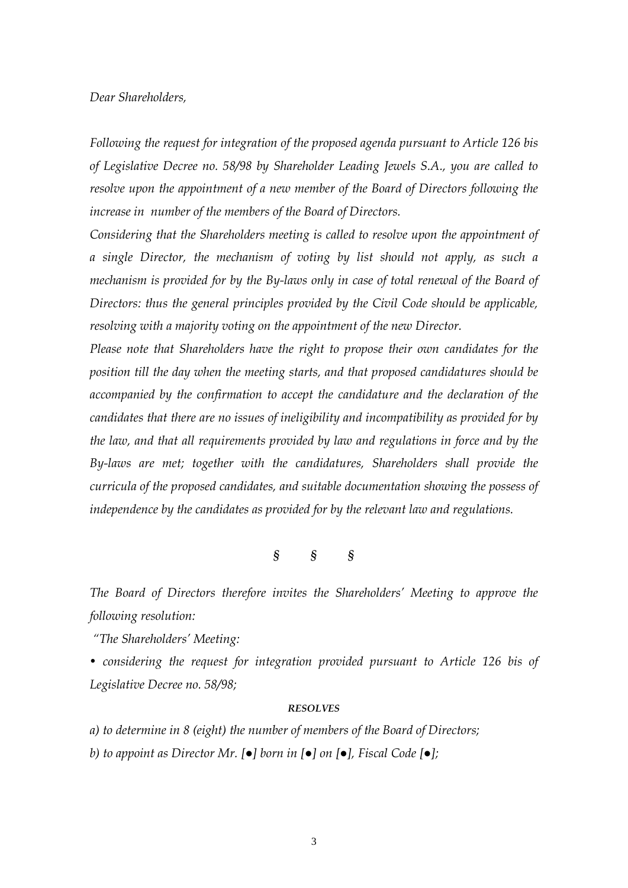*Dear Shareholders,*

*Following the request for integration of the proposed agenda pursuant to Article 126 bis of Legislative Decree no. 58/98 by Shareholder Leading Jewels S.A., you are called to resolve upon the appointment of a new member of the Board of Directors following the increase in number of the members of the Board of Directors.*

*Considering that the Shareholders meeting is called to resolve upon the appointment of a single Director, the mechanism of voting by list should not apply, as such a mechanism is provided for by the By-laws only in case of total renewal of the Board of Directors: thus the general principles provided by the Civil Code should be applicable, resolving with a majority voting on the appointment of the new Director.*

*Please note that Shareholders have the right to propose their own candidates for the position till the day when the meeting starts, and that proposed candidatures should be accompanied by the confirmation to accept the candidature and the declaration of the candidates that there are no issues of ineligibility and incompatibility as provided for by the law, and that all requirements provided by law and regulations in force and by the By-laws are met; together with the candidatures, Shareholders shall provide the curricula of the proposed candidates, and suitable documentation showing the possess of independence by the candidates as provided for by the relevant law and regulations.*

§ § §

*The Board of Directors therefore invites the Shareholders' Meeting to approve the following resolution:*

*"The Shareholders' Meeting:*

- *considering the request for integration provided pursuant to Article 126 bis of Legislative Decree no. 58/98;*

***RESOLVES***

*a) to determine in 8 (eight) the number of members of the Board of Directors;*

*b) to appoint as Director Mr. [●] born in [●] on [●], Fiscal Code [●];*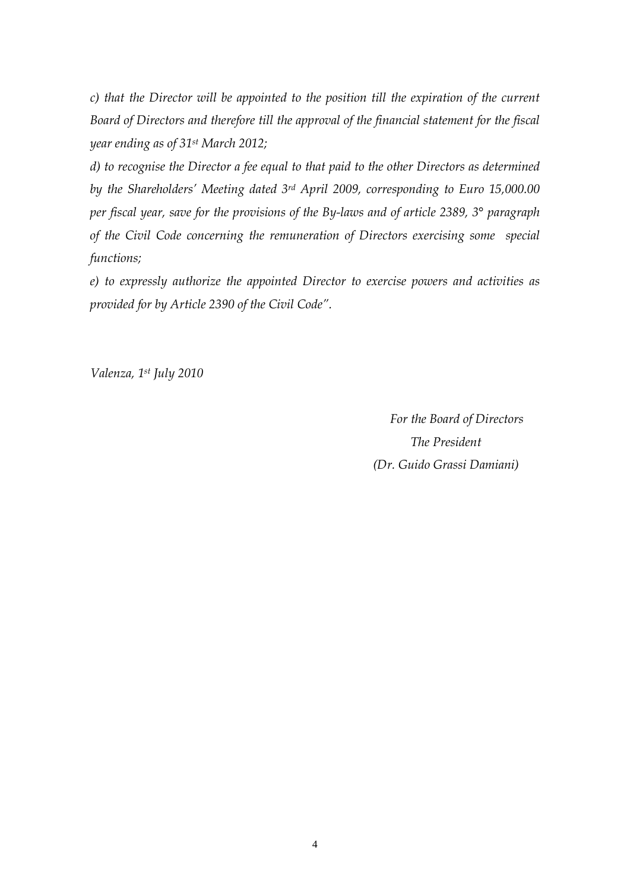*c) that the Director will be appointed to the position till the expiration of the current Board of Directors and therefore till the approval of the financial statement for the fiscal year ending as of 31st March 2012;*

*d) to recognise the Director a fee equal to that paid to the other Directors as determined by the Shareholders' Meeting dated 3rd April 2009, corresponding to Euro 15,000.00 per fiscal year, save for the provisions of the By-laws and of article 2389, 3° paragraph of the Civil Code concerning the remuneration of Directors exercising some special functions;*

*e) to expressly authorize the appointed Director to exercise powers and activities as provided for by Article 2390 of the Civil Code".*

*Valenza, 1st July 2010*

*For the Board of Directors*
*The President*
*(Dr. Guido Grassi Damiani)*